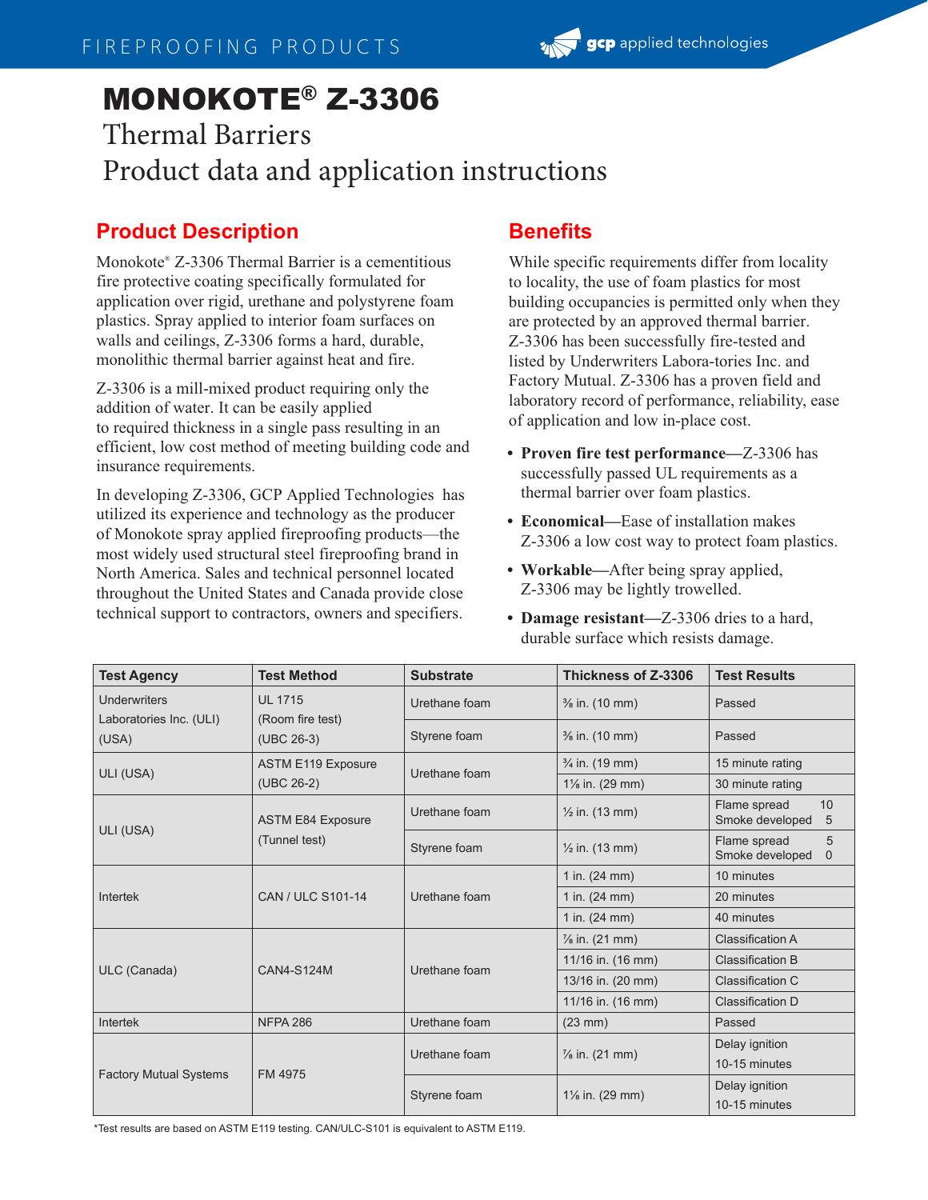FIREPROOFING PRODUCTS

# MONOKOTE® Z-3306

## Thermal Barriers
## Product data and application instructions

## Product Description

Monokote® Z-3306 Thermal Barrier is a cementitious fire protective coating specifically formulated for application over rigid, urethane and polystyrene foam plastics. Spray applied to interior foam surfaces on walls and ceilings, Z-3306 forms a hard, durable, monolithic thermal barrier against heat and fire.

Z-3306 is a mill-mixed product requiring only the addition of water. It can be easily applied to required thickness in a single pass resulting in an efficient, low cost method of meeting building code and insurance requirements.

In developing Z-3306, GCP Applied Technologies has utilized its experience and technology as the producer of Monokote spray applied fireproofing products—the most widely used structural steel fireproofing brand in North America. Sales and technical personnel located throughout the United States and Canada provide close technical support to contractors, owners and specifiers.

## Benefits

While specific requirements differ from locality to locality, the use of foam plastics for most building occupancies is permitted only when they are protected by an approved thermal barrier. Z-3306 has been successfully fire-tested and listed by Underwriters Labora-tories Inc. and Factory Mutual. Z-3306 has a proven field and laboratory record of performance, reliability, ease of application and low in-place cost.

- **Proven fire test performance**—Z-3306 has successfully passed UL requirements as a thermal barrier over foam plastics.
- **Economical**—Ease of installation makes Z-3306 a low cost way to protect foam plastics.
- **Workable**—After being spray applied, Z-3306 may be lightly trowelled.
- **Damage resistant**—Z-3306 dries to a hard, durable surface which resists damage.

| Test Agency | Test Method | Substrate | Thickness of Z-3306 | Test Results |
|---|---|---|---|---|
| Underwriters Laboratories Inc. (ULI) (USA) | UL 1715 (Room fire test) (UBC 26-3) | Urethane foam | ⅜ in. (10 mm) | Passed |
| | | Styrene foam | ⅜ in. (10 mm) | Passed |
| ULI (USA) | ASTM E119 Exposure (UBC 26-2) | Urethane foam | ¾ in. (19 mm) | 15 minute rating |
| | | | 1⅛ in. (29 mm) | 30 minute rating |
| ULI (USA) | ASTM E84 Exposure (Tunnel test) | Urethane foam | ½ in. (13 mm) | Flame spread 10, Smoke developed 5 |
| | | Styrene foam | ½ in. (13 mm) | Flame spread 5, Smoke developed 0 |
| Intertek | CAN / ULC S101-14 | Urethane foam | 1 in. (24 mm) | 10 minutes |
| | | | 1 in. (24 mm) | 20 minutes |
| | | | 1 in. (24 mm) | 40 minutes |
| ULC (Canada) | CAN4-S124M | Urethane foam | ⅞ in. (21 mm) | Classification A |
| | | | 11/16 in. (16 mm) | Classification B |
| | | | 13/16 in. (20 mm) | Classification C |
| | | | 11/16 in. (16 mm) | Classification D |
| Intertek | NFPA 286 | Urethane foam | (23 mm) | Passed |
| Factory Mutual Systems | FM 4975 | Urethane foam | ⅞ in. (21 mm) | Delay ignition 10-15 minutes |
| | | Styrene foam | 1⅛ in. (29 mm) | Delay ignition 10-15 minutes |

*Test results are based on ASTM E119 testing. CAN/ULC-S101 is equivalent to ASTM E119.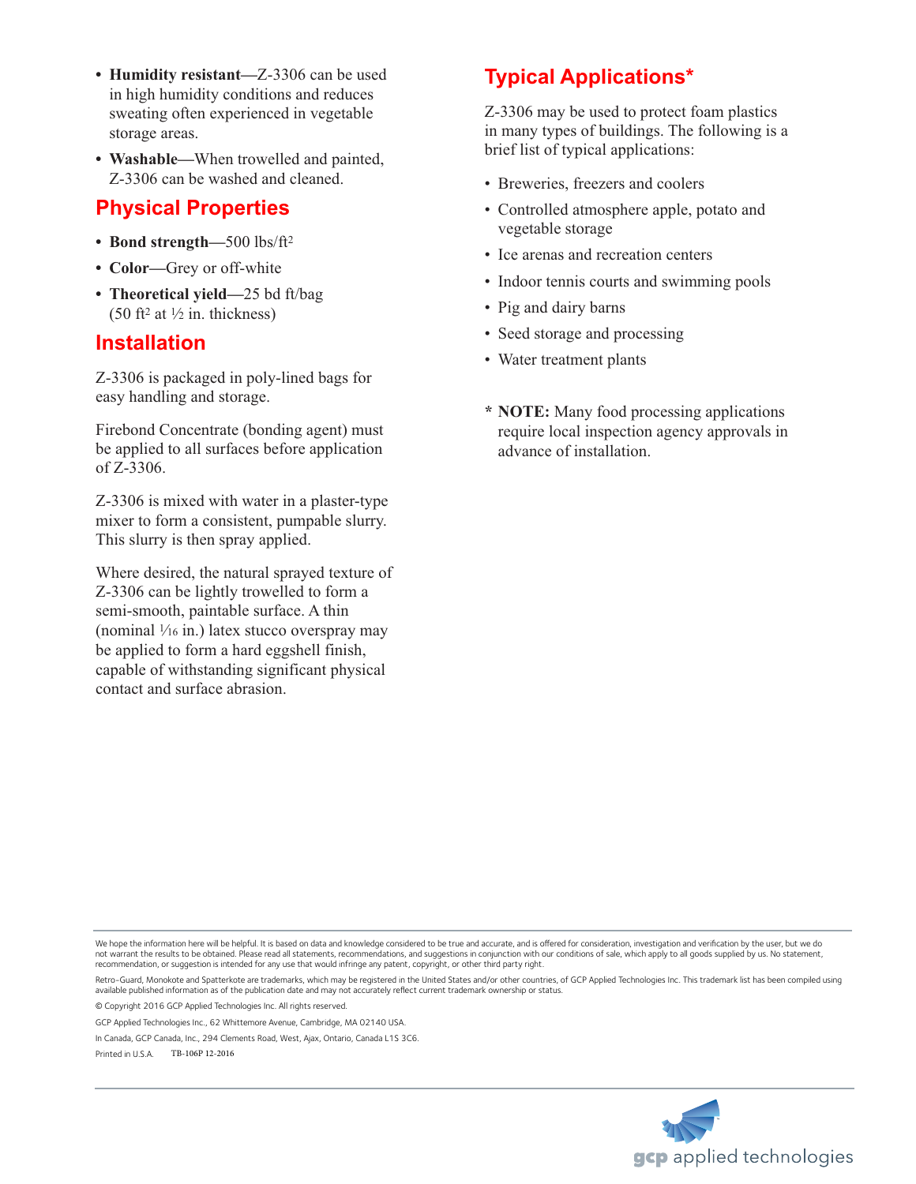- **Humidity resistant—**Z-3306 can be used in high humidity conditions and reduces sweating often experienced in vegetable storage areas.
- **Washable—**When trowelled and painted, Z-3306 can be washed and cleaned.

## Physical Properties

- **Bond strength—**500 lbs/ft$^2$
- **Color—**Grey or off-white
- **Theoretical yield—**25 bd ft/bag (50 ft$^2$ at ½ in. thickness)

## Installation

Z-3306 is packaged in poly-lined bags for easy handling and storage.

Firebond Concentrate (bonding agent) must be applied to all surfaces before application of Z-3306.

Z-3306 is mixed with water in a plaster-type mixer to form a consistent, pumpable slurry. This slurry is then spray applied.

Where desired, the natural sprayed texture of Z-3306 can be lightly trowelled to form a semi-smooth, paintable surface. A thin (nominal 1⁄16 in.) latex stucco overspray may be applied to form a hard eggshell finish, capable of withstanding significant physical contact and surface abrasion.

## Typical Applications*

Z-3306 may be used to protect foam plastics in many types of buildings. The following is a brief list of typical applications:

- Breweries, freezers and coolers
- Controlled atmosphere apple, potato and vegetable storage
- Ice arenas and recreation centers
- Indoor tennis courts and swimming pools
- Pig and dairy barns
- Seed storage and processing
- Water treatment plants

\* **NOTE:** Many food processing applications require local inspection agency approvals in advance of installation.

We hope the information here will be helpful. It is based on data and knowledge considered to be true and accurate, and is offered for consideration, investigation and verification by the user, but we do not warrant the results to be obtained. Please read all statements, recommendations, and suggestions in conjunction with our conditions of sale, which apply to all goods supplied by us. No statement, recommendation, or suggestion is intended for any use that would infringe any patent, copyright, or other third party right.

Retro-Guard, Monokote and Spatterkote are trademarks, which may be registered in the United States and/or other countries, of GCP Applied Technologies Inc. This trademark list has been compiled using available published information as of the publication date and may not accurately reflect current trademark ownership or status.

© Copyright 2016 GCP Applied Technologies Inc. All rights reserved.

GCP Applied Technologies Inc., 62 Whittemore Avenue, Cambridge, MA 02140 USA.

In Canada, GCP Canada, Inc., 294 Clements Road, West, Ajax, Ontario, Canada L1S 3C6.

Printed in U.S.A. TB-106P 12-2016

gcp applied technologies